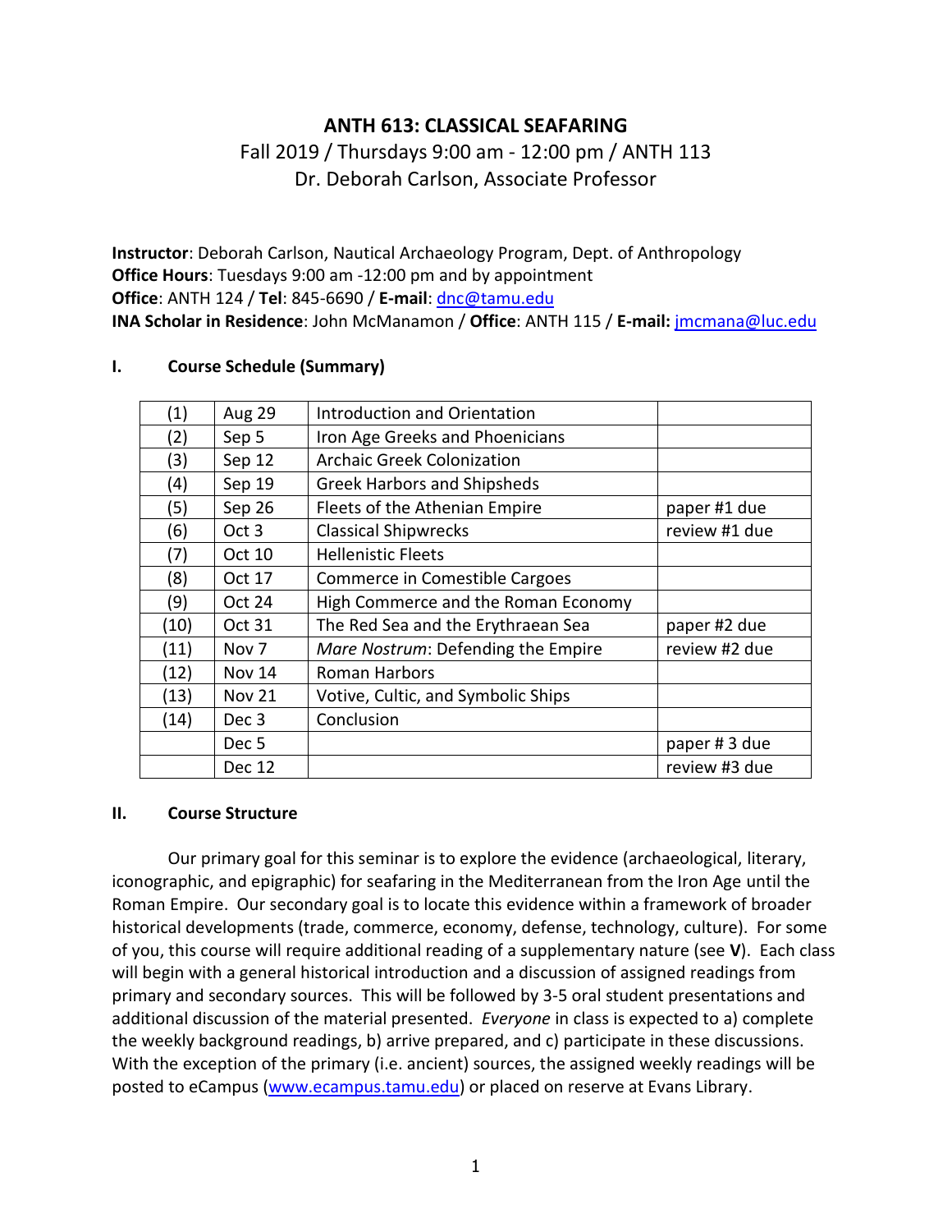# ANTH 613: CLASSICAL SEAFARING

Fall 2019 / Thursdays 9:00 am - 12:00 pm / ANTH 113

Dr. Deborah Carlson, Associate Professor

**Instructor**: Deborah Carlson, Nautical Archaeology Program, Dept. of Anthropology
**Office Hours**: Tuesdays 9:00 am -12:00 pm and by appointment
**Office**: ANTH 124 / **Tel**: 845-6690 / **E-mail**: dnc@tamu.edu
**INA Scholar in Residence**: John McManamon / **Office**: ANTH 115 / **E-mail:** jmcmana@luc.edu

## I. Course Schedule (Summary)

| | | | |
|---|---|---|---|
| (1) | Aug 29 | Introduction and Orientation | |
| (2) | Sep 5 | Iron Age Greeks and Phoenicians | |
| (3) | Sep 12 | Archaic Greek Colonization | |
| (4) | Sep 19 | Greek Harbors and Shipsheds | |
| (5) | Sep 26 | Fleets of the Athenian Empire | paper #1 due |
| (6) | Oct 3 | Classical Shipwrecks | review #1 due |
| (7) | Oct 10 | Hellenistic Fleets | |
| (8) | Oct 17 | Commerce in Comestible Cargoes | |
| (9) | Oct 24 | High Commerce and the Roman Economy | |
| (10) | Oct 31 | The Red Sea and the Erythraean Sea | paper #2 due |
| (11) | Nov 7 | *Mare Nostrum*: Defending the Empire | review #2 due |
| (12) | Nov 14 | Roman Harbors | |
| (13) | Nov 21 | Votive, Cultic, and Symbolic Ships | |
| (14) | Dec 3 | Conclusion | |
| | Dec 5 | | paper # 3 due |
| | Dec 12 | | review #3 due |

## II. Course Structure

Our primary goal for this seminar is to explore the evidence (archaeological, literary, iconographic, and epigraphic) for seafaring in the Mediterranean from the Iron Age until the Roman Empire. Our secondary goal is to locate this evidence within a framework of broader historical developments (trade, commerce, economy, defense, technology, culture). For some of you, this course will require additional reading of a supplementary nature (see **V**). Each class will begin with a general historical introduction and a discussion of assigned readings from primary and secondary sources. This will be followed by 3-5 oral student presentations and additional discussion of the material presented. *Everyone* in class is expected to a) complete the weekly background readings, b) arrive prepared, and c) participate in these discussions. With the exception of the primary (i.e. ancient) sources, the assigned weekly readings will be posted to eCampus (www.ecampus.tamu.edu) or placed on reserve at Evans Library.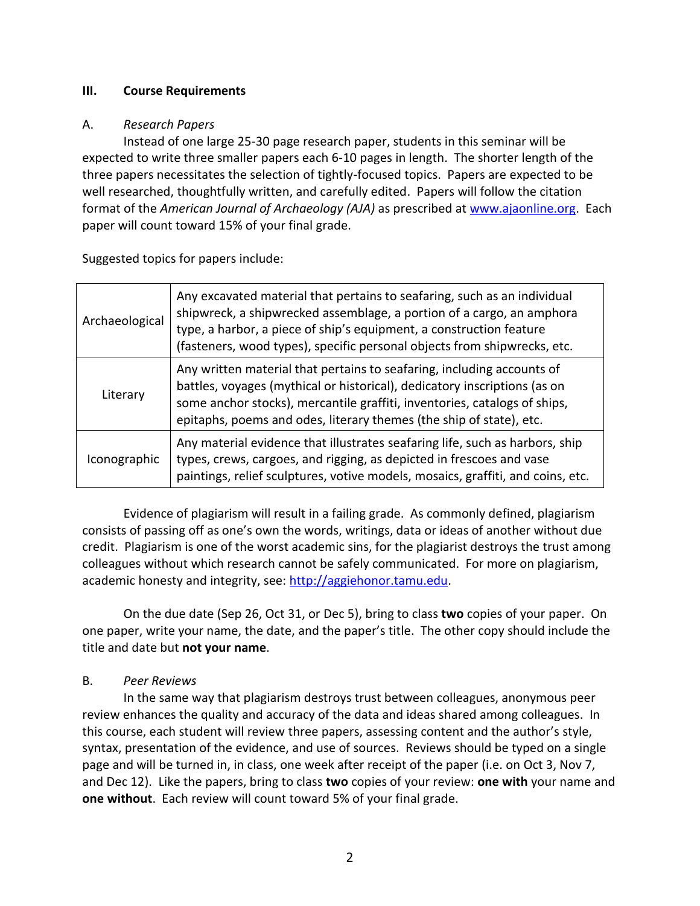## III. Course Requirements

### A. *Research Papers*

Instead of one large 25-30 page research paper, students in this seminar will be expected to write three smaller papers each 6-10 pages in length. The shorter length of the three papers necessitates the selection of tightly-focused topics. Papers are expected to be well researched, thoughtfully written, and carefully edited. Papers will follow the citation format of the *American Journal of Archaeology (AJA)* as prescribed at www.ajaonline.org. Each paper will count toward 15% of your final grade.

Suggested topics for papers include:

| | |
|---|---|
| Archaeological | Any excavated material that pertains to seafaring, such as an individual shipwreck, a shipwrecked assemblage, a portion of a cargo, an amphora type, a harbor, a piece of ship's equipment, a construction feature (fasteners, wood types), specific personal objects from shipwrecks, etc. |
| Literary | Any written material that pertains to seafaring, including accounts of battles, voyages (mythical or historical), dedicatory inscriptions (as on some anchor stocks), mercantile graffiti, inventories, catalogs of ships, epitaphs, poems and odes, literary themes (the ship of state), etc. |
| Iconographic | Any material evidence that illustrates seafaring life, such as harbors, ship types, crews, cargoes, and rigging, as depicted in frescoes and vase paintings, relief sculptures, votive models, mosaics, graffiti, and coins, etc. |

Evidence of plagiarism will result in a failing grade. As commonly defined, plagiarism consists of passing off as one's own the words, writings, data or ideas of another without due credit. Plagiarism is one of the worst academic sins, for the plagiarist destroys the trust among colleagues without which research cannot be safely communicated. For more on plagiarism, academic honesty and integrity, see: http://aggiehonor.tamu.edu.

On the due date (Sep 26, Oct 31, or Dec 5), bring to class **two** copies of your paper. On one paper, write your name, the date, and the paper's title. The other copy should include the title and date but **not your name**.

### B. *Peer Reviews*

In the same way that plagiarism destroys trust between colleagues, anonymous peer review enhances the quality and accuracy of the data and ideas shared among colleagues. In this course, each student will review three papers, assessing content and the author's style, syntax, presentation of the evidence, and use of sources. Reviews should be typed on a single page and will be turned in, in class, one week after receipt of the paper (i.e. on Oct 3, Nov 7, and Dec 12). Like the papers, bring to class **two** copies of your review: **one with** your name and **one without**. Each review will count toward 5% of your final grade.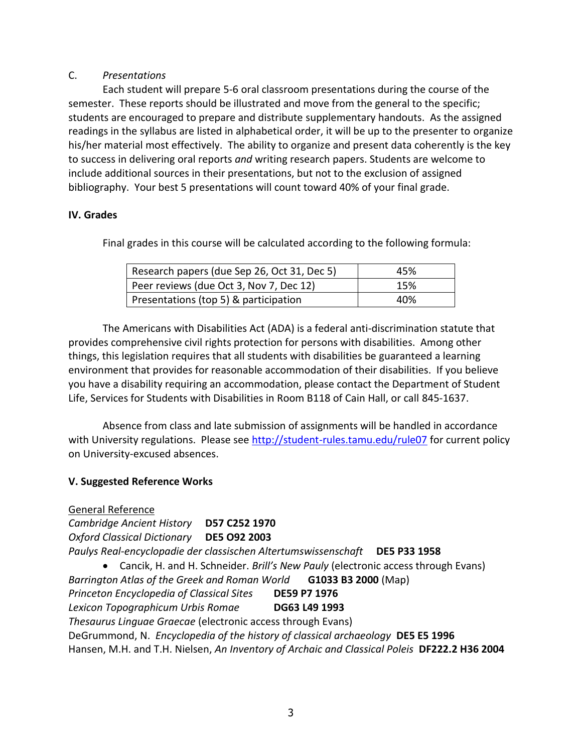C. *Presentations*

Each student will prepare 5-6 oral classroom presentations during the course of the semester. These reports should be illustrated and move from the general to the specific; students are encouraged to prepare and distribute supplementary handouts. As the assigned readings in the syllabus are listed in alphabetical order, it will be up to the presenter to organize his/her material most effectively. The ability to organize and present data coherently is the key to success in delivering oral reports *and* writing research papers. Students are welcome to include additional sources in their presentations, but not to the exclusion of assigned bibliography. Your best 5 presentations will count toward 40% of your final grade.

## IV. Grades

Final grades in this course will be calculated according to the following formula:

| | |
|---|---|
| Research papers (due Sep 26, Oct 31, Dec 5) | 45% |
| Peer reviews (due Oct 3, Nov 7, Dec 12) | 15% |
| Presentations (top 5) & participation | 40% |

The Americans with Disabilities Act (ADA) is a federal anti-discrimination statute that provides comprehensive civil rights protection for persons with disabilities. Among other things, this legislation requires that all students with disabilities be guaranteed a learning environment that provides for reasonable accommodation of their disabilities. If you believe you have a disability requiring an accommodation, please contact the Department of Student Life, Services for Students with Disabilities in Room B118 of Cain Hall, or call 845-1637.

Absence from class and late submission of assignments will be handled in accordance with University regulations. Please see http://student-rules.tamu.edu/rule07 for current policy on University-excused absences.

## V. Suggested Reference Works

General Reference

*Cambridge Ancient History* **D57 C252 1970**
*Oxford Classical Dictionary* **DE5 O92 2003**
*Paulys Real-encyclopadie der classischen Altertumswissenschaft* **DE5 P33 1958**

- Cancik, H. and H. Schneider. *Brill's New Pauly* (electronic access through Evans)

*Barrington Atlas of the Greek and Roman World* **G1033 B3 2000** (Map)
*Princeton Encyclopedia of Classical Sites* **DE59 P7 1976**
*Lexicon Topographicum Urbis Romae* **DG63 L49 1993**
*Thesaurus Linguae Graecae* (electronic access through Evans)
DeGrummond, N. *Encyclopedia of the history of classical archaeology* **DE5 E5 1996**
Hansen, M.H. and T.H. Nielsen, *An Inventory of Archaic and Classical Poleis* **DF222.2 H36 2004**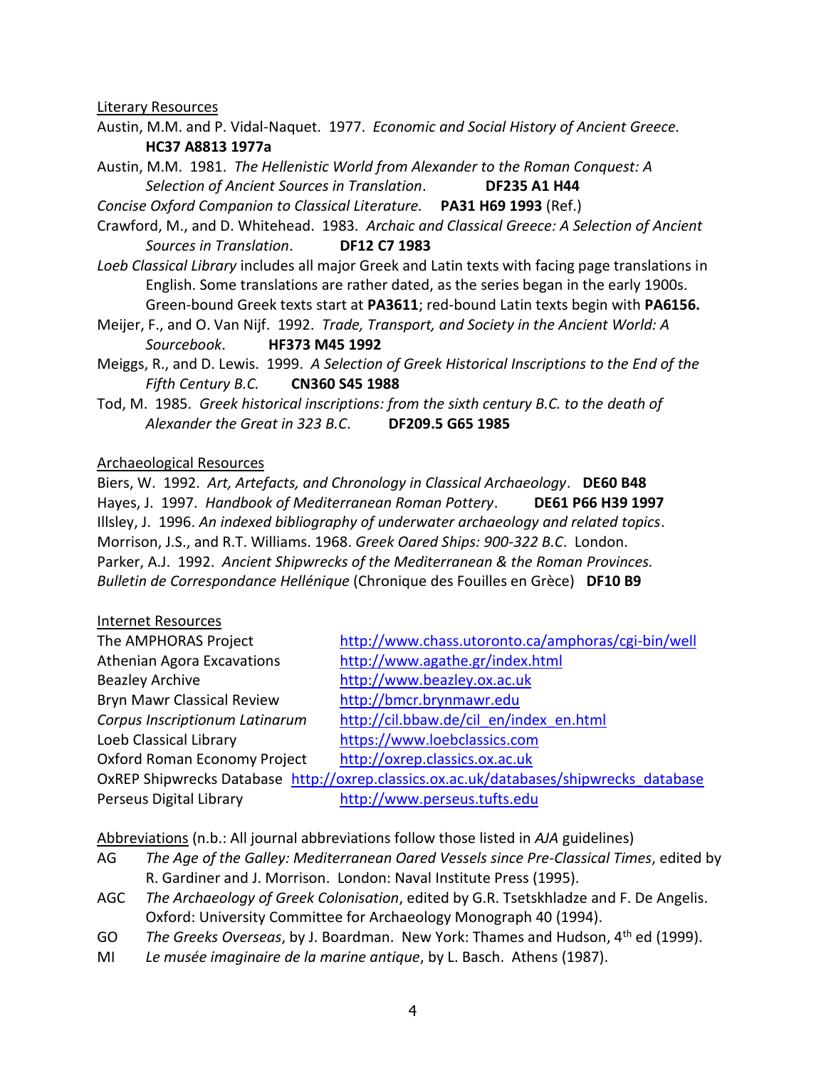Literary Resources

Austin, M.M. and P. Vidal-Naquet. 1977. *Economic and Social History of Ancient Greece.* **HC37 A8813 1977a**

Austin, M.M. 1981. *The Hellenistic World from Alexander to the Roman Conquest: A Selection of Ancient Sources in Translation*. **DF235 A1 H44**

*Concise Oxford Companion to Classical Literature.* **PA31 H69 1993** (Ref.)

Crawford, M., and D. Whitehead. 1983. *Archaic and Classical Greece: A Selection of Ancient Sources in Translation*. **DF12 C7 1983**

*Loeb Classical Library* includes all major Greek and Latin texts with facing page translations in English. Some translations are rather dated, as the series began in the early 1900s. Green-bound Greek texts start at **PA3611**; red-bound Latin texts begin with **PA6156.**

Meijer, F., and O. Van Nijf. 1992. *Trade, Transport, and Society in the Ancient World: A Sourcebook*. **HF373 M45 1992**

Meiggs, R., and D. Lewis. 1999. *A Selection of Greek Historical Inscriptions to the End of the Fifth Century B.C.* **CN360 S45 1988**

Tod, M. 1985. *Greek historical inscriptions: from the sixth century B.C. to the death of Alexander the Great in 323 B.C*. **DF209.5 G65 1985**

Archaeological Resources

Biers, W. 1992. *Art, Artefacts, and Chronology in Classical Archaeology*. **DE60 B48**

Hayes, J. 1997. *Handbook of Mediterranean Roman Pottery*. **DE61 P66 H39 1997**

Illsley, J. 1996. *An indexed bibliography of underwater archaeology and related topics*.

Morrison, J.S., and R.T. Williams. 1968. *Greek Oared Ships: 900-322 B.C*. London.

Parker, A.J. 1992. *Ancient Shipwrecks of the Mediterranean & the Roman Provinces.*

*Bulletin de Correspondance Hellénique* (Chronique des Fouilles en Grèce) **DF10 B9**

Internet Resources

| | |
|---|---|
| The AMPHORAS Project | http://www.chass.utoronto.ca/amphoras/cgi-bin/well |
| Athenian Agora Excavations | http://www.agathe.gr/index.html |
| Beazley Archive | http://www.beazley.ox.ac.uk |
| Bryn Mawr Classical Review | http://bmcr.brynmawr.edu |
| *Corpus Inscriptionum Latinarum* | http://cil.bbaw.de/cil_en/index_en.html |
| Loeb Classical Library | https://www.loebclassics.com |
| Oxford Roman Economy Project | http://oxrep.classics.ox.ac.uk |
| OxREP Shipwrecks Database | http://oxrep.classics.ox.ac.uk/databases/shipwrecks_database |
| Perseus Digital Library | http://www.perseus.tufts.edu |

Abbreviations (n.b.: All journal abbreviations follow those listed in *AJA* guidelines)

AG *The Age of the Galley: Mediterranean Oared Vessels since Pre-Classical Times*, edited by R. Gardiner and J. Morrison. London: Naval Institute Press (1995).

AGC *The Archaeology of Greek Colonisation*, edited by G.R. Tsetskhladze and F. De Angelis. Oxford: University Committee for Archaeology Monograph 40 (1994).

GO *The Greeks Overseas*, by J. Boardman. New York: Thames and Hudson, 4th ed (1999).

MI *Le musée imaginaire de la marine antique*, by L. Basch. Athens (1987).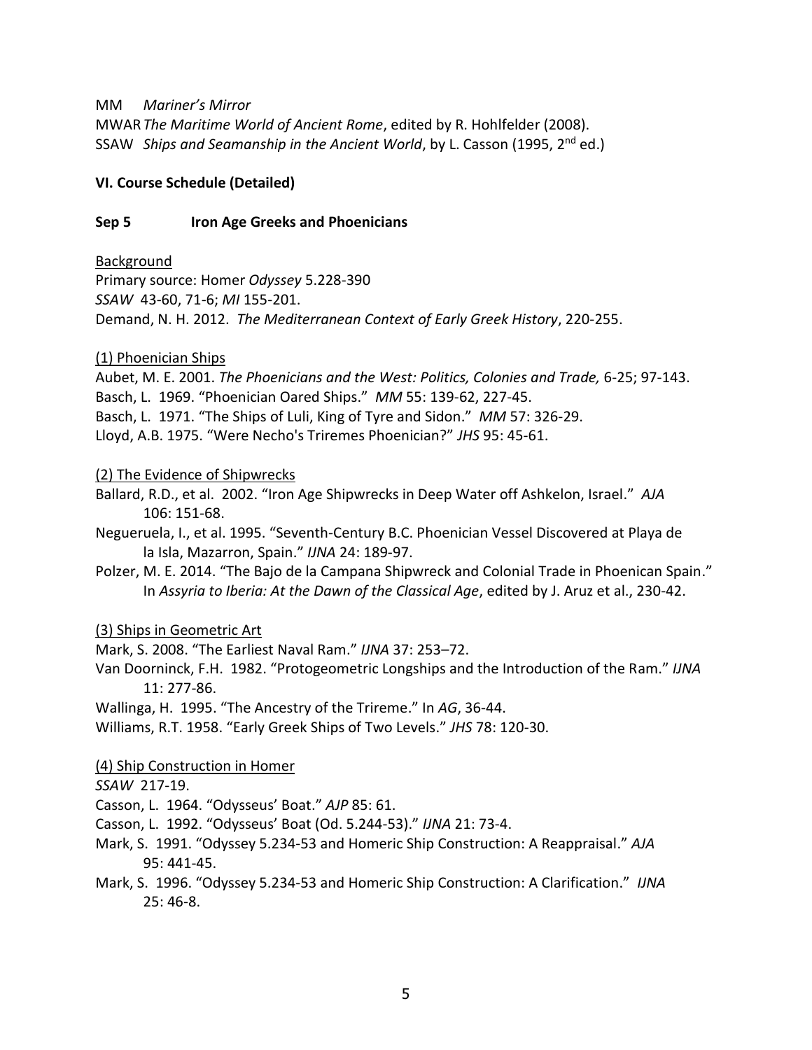MM *Mariner's Mirror*
MWAR *The Maritime World of Ancient Rome*, edited by R. Hohlfelder (2008).
SSAW *Ships and Seamanship in the Ancient World*, by L. Casson (1995, 2nd ed.)

### VI. Course Schedule (Detailed)

### Sep 5 Iron Age Greeks and Phoenicians

Background

Primary source: Homer *Odyssey* 5.228-390
*SSAW* 43-60, 71-6; *MI* 155-201.
Demand, N. H. 2012. *The Mediterranean Context of Early Greek History*, 220-255.

(1) Phoenician Ships

Aubet, M. E. 2001. *The Phoenicians and the West: Politics, Colonies and Trade,* 6-25; 97-143.
Basch, L. 1969. "Phoenician Oared Ships." *MM* 55: 139-62, 227-45.
Basch, L. 1971. "The Ships of Luli, King of Tyre and Sidon." *MM* 57: 326-29.
Lloyd, A.B. 1975. "Were Necho's Triremes Phoenician?" *JHS* 95: 45-61.

(2) The Evidence of Shipwrecks

Ballard, R.D., et al. 2002. "Iron Age Shipwrecks in Deep Water off Ashkelon, Israel." *AJA* 106: 151-68.
Negueruela, I., et al. 1995. "Seventh-Century B.C. Phoenician Vessel Discovered at Playa de la Isla, Mazarron, Spain." *IJNA* 24: 189-97.
Polzer, M. E. 2014. "The Bajo de la Campana Shipwreck and Colonial Trade in Phoenican Spain." In *Assyria to Iberia: At the Dawn of the Classical Age*, edited by J. Aruz et al., 230-42.

(3) Ships in Geometric Art

Mark, S. 2008. "The Earliest Naval Ram." *IJNA* 37: 253–72.
Van Doorninck, F.H. 1982. "Protogeometric Longships and the Introduction of the Ram." *IJNA* 11: 277-86.
Wallinga, H. 1995. "The Ancestry of the Trireme." In *AG*, 36-44.
Williams, R.T. 1958. "Early Greek Ships of Two Levels." *JHS* 78: 120-30.

(4) Ship Construction in Homer

*SSAW* 217-19.
Casson, L. 1964. "Odysseus' Boat." *AJP* 85: 61.
Casson, L. 1992. "Odysseus' Boat (Od. 5.244-53)." *IJNA* 21: 73-4.
Mark, S. 1991. "Odyssey 5.234-53 and Homeric Ship Construction: A Reappraisal." *AJA* 95: 441-45.
Mark, S. 1996. "Odyssey 5.234-53 and Homeric Ship Construction: A Clarification." *IJNA* 25: 46-8.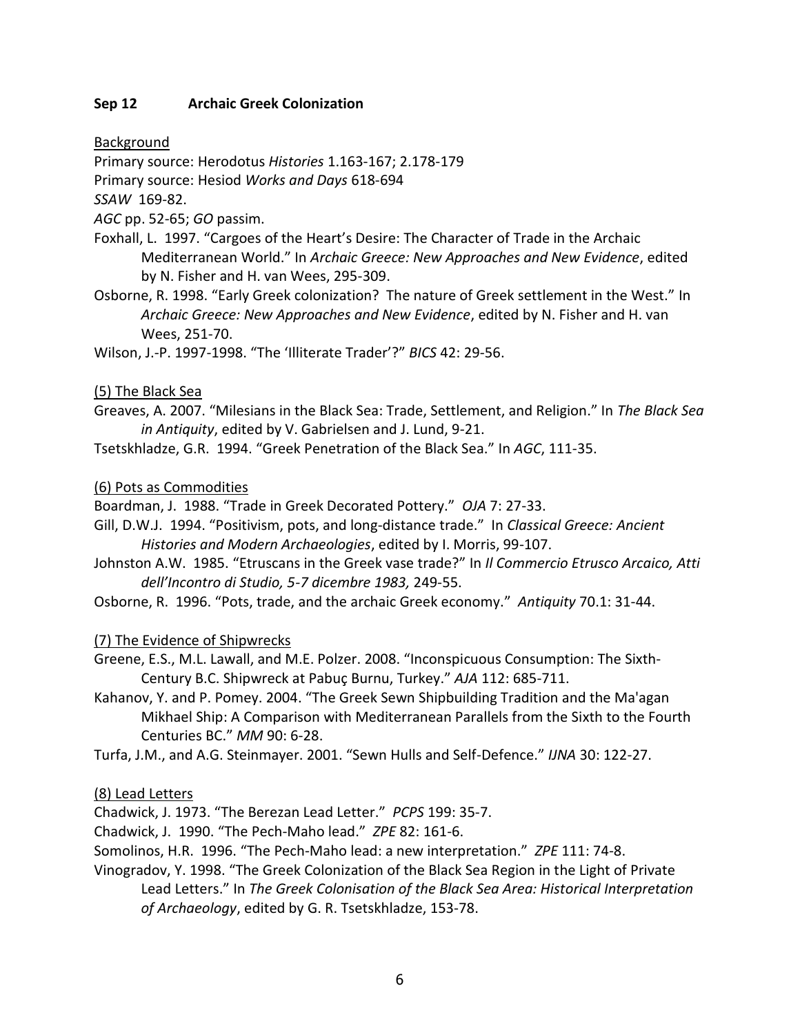**Sep 12 Archaic Greek Colonization**

<u>Background</u>

Primary source: Herodotus *Histories* 1.163-167; 2.178-179

Primary source: Hesiod *Works and Days* 618-694

*SSAW* 169-82.

*AGC* pp. 52-65; *GO* passim.

Foxhall, L. 1997. "Cargoes of the Heart's Desire: The Character of Trade in the Archaic Mediterranean World." In *Archaic Greece: New Approaches and New Evidence*, edited by N. Fisher and H. van Wees, 295-309.

Osborne, R. 1998. "Early Greek colonization? The nature of Greek settlement in the West." In *Archaic Greece: New Approaches and New Evidence*, edited by N. Fisher and H. van Wees, 251-70.

Wilson, J.-P. 1997-1998. "The 'Illiterate Trader'?" *BICS* 42: 29-56.

<u>(5) The Black Sea</u>

Greaves, A. 2007. "Milesians in the Black Sea: Trade, Settlement, and Religion." In *The Black Sea in Antiquity*, edited by V. Gabrielsen and J. Lund, 9-21.

Tsetskhladze, G.R. 1994. "Greek Penetration of the Black Sea." In *AGC*, 111-35.

<u>(6) Pots as Commodities</u>

Boardman, J. 1988. "Trade in Greek Decorated Pottery." *OJA* 7: 27-33.

Gill, D.W.J. 1994. "Positivism, pots, and long-distance trade." In *Classical Greece: Ancient Histories and Modern Archaeologies*, edited by I. Morris, 99-107.

Johnston A.W. 1985. "Etruscans in the Greek vase trade?" In *Il Commercio Etrusco Arcaico, Atti dell'Incontro di Studio, 5-7 dicembre 1983,* 249-55.

Osborne, R. 1996. "Pots, trade, and the archaic Greek economy." *Antiquity* 70.1: 31-44.

<u>(7) The Evidence of Shipwrecks</u>

Greene, E.S., M.L. Lawall, and M.E. Polzer. 2008. "Inconspicuous Consumption: The Sixth-Century B.C. Shipwreck at Pabuç Burnu, Turkey." *AJA* 112: 685-711.

Kahanov, Y. and P. Pomey. 2004. "The Greek Sewn Shipbuilding Tradition and the Ma'agan Mikhael Ship: A Comparison with Mediterranean Parallels from the Sixth to the Fourth Centuries BC." *MM* 90: 6-28.

Turfa, J.M., and A.G. Steinmayer. 2001. "Sewn Hulls and Self-Defence." *IJNA* 30: 122-27.

<u>(8) Lead Letters</u>

Chadwick, J. 1973. "The Berezan Lead Letter." *PCPS* 199: 35-7.

Chadwick, J. 1990. "The Pech-Maho lead." *ZPE* 82: 161-6.

Somolinos, H.R. 1996. "The Pech-Maho lead: a new interpretation." *ZPE* 111: 74-8.

Vinogradov, Y. 1998. "The Greek Colonization of the Black Sea Region in the Light of Private Lead Letters." In *The Greek Colonisation of the Black Sea Area: Historical Interpretation of Archaeology*, edited by G. R. Tsetskhladze, 153-78.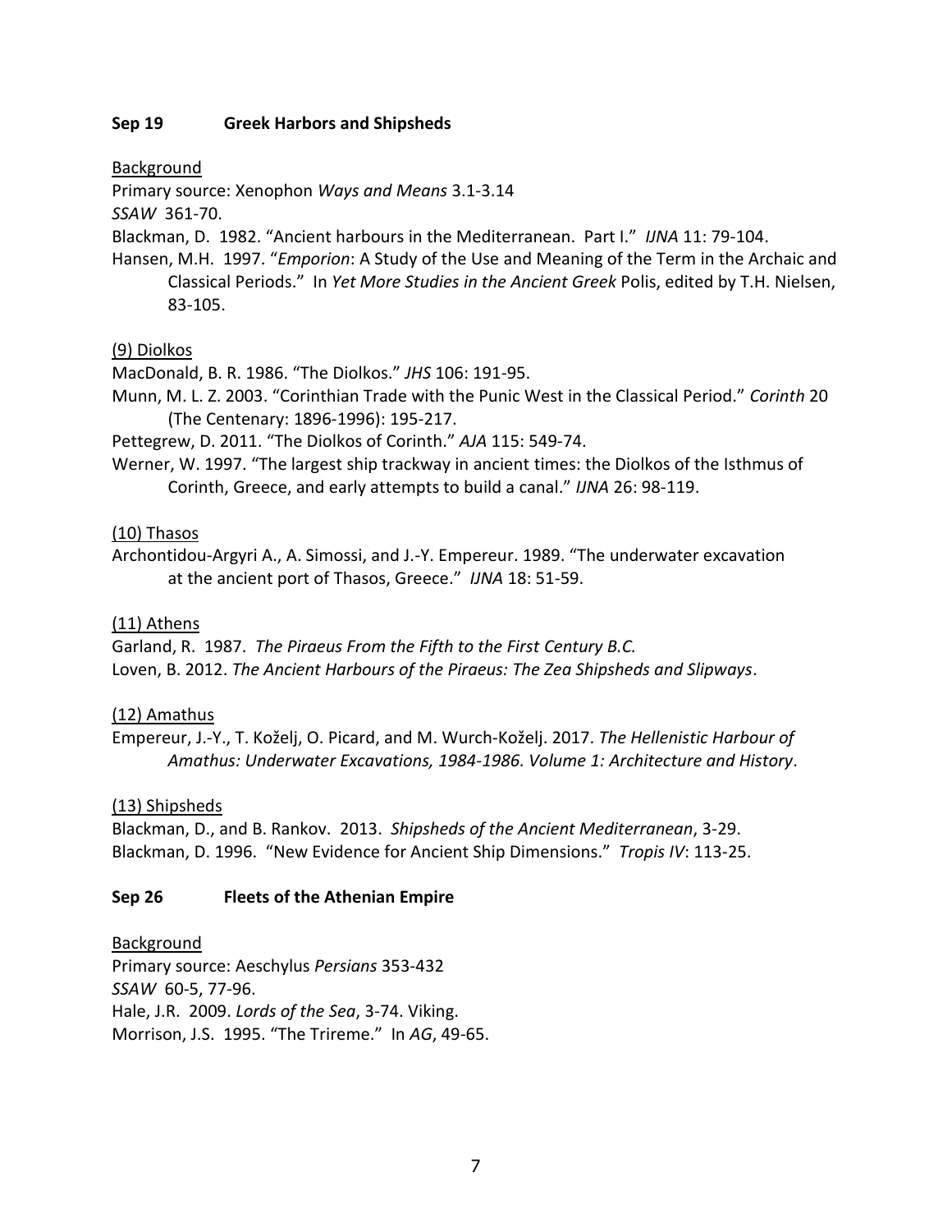**Sep 19 Greek Harbors and Shipsheds**

Background

Primary source: Xenophon *Ways and Means* 3.1-3.14

*SSAW* 361-70.

Blackman, D. 1982. "Ancient harbours in the Mediterranean. Part I." *IJNA* 11: 79-104.

Hansen, M.H. 1997. "*Emporion*: A Study of the Use and Meaning of the Term in the Archaic and Classical Periods." In *Yet More Studies in the Ancient Greek* Polis, edited by T.H. Nielsen, 83-105.

(9) Diolkos

MacDonald, B. R. 1986. "The Diolkos." *JHS* 106: 191-95.

Munn, M. L. Z. 2003. "Corinthian Trade with the Punic West in the Classical Period." *Corinth* 20 (The Centenary: 1896-1996): 195-217.

Pettegrew, D. 2011. "The Diolkos of Corinth." *AJA* 115: 549-74.

Werner, W. 1997. "The largest ship trackway in ancient times: the Diolkos of the Isthmus of Corinth, Greece, and early attempts to build a canal." *IJNA* 26: 98-119.

(10) Thasos

Archontidou-Argyri A., A. Simossi, and J.-Y. Empereur. 1989. "The underwater excavation at the ancient port of Thasos, Greece." *IJNA* 18: 51-59.

(11) Athens

Garland, R. 1987. *The Piraeus From the Fifth to the First Century B.C.*

Loven, B. 2012. *The Ancient Harbours of the Piraeus: The Zea Shipsheds and Slipways*.

(12) Amathus

Empereur, J.-Y., T. Koželj, O. Picard, and M. Wurch-Koželj. 2017. *The Hellenistic Harbour of Amathus: Underwater Excavations, 1984-1986. Volume 1: Architecture and History*.

(13) Shipsheds

Blackman, D., and B. Rankov. 2013. *Shipsheds of the Ancient Mediterranean*, 3-29.

Blackman, D. 1996. "New Evidence for Ancient Ship Dimensions." *Tropis IV*: 113-25.

**Sep 26 Fleets of the Athenian Empire**

Background

Primary source: Aeschylus *Persians* 353-432

*SSAW* 60-5, 77-96.

Hale, J.R. 2009. *Lords of the Sea*, 3-74. Viking.

Morrison, J.S. 1995. "The Trireme." In *AG*, 49-65.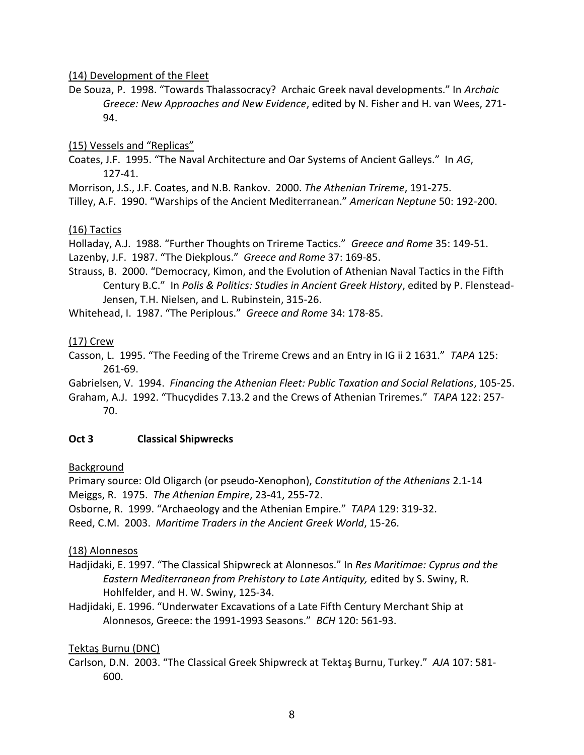(14) Development of the Fleet

De Souza, P. 1998. "Towards Thalassocracy? Archaic Greek naval developments." In *Archaic Greece: New Approaches and New Evidence*, edited by N. Fisher and H. van Wees, 271-94.

(15) Vessels and "Replicas"

Coates, J.F. 1995. "The Naval Architecture and Oar Systems of Ancient Galleys." In *AG*, 127-41.

Morrison, J.S., J.F. Coates, and N.B. Rankov. 2000. *The Athenian Trireme*, 191-275.

Tilley, A.F. 1990. "Warships of the Ancient Mediterranean." *American Neptune* 50: 192-200.

(16) Tactics

Holladay, A.J. 1988. "Further Thoughts on Trireme Tactics." *Greece and Rome* 35: 149-51.

Lazenby, J.F. 1987. "The Diekplous." *Greece and Rome* 37: 169-85.

Strauss, B. 2000. "Democracy, Kimon, and the Evolution of Athenian Naval Tactics in the Fifth Century B.C." In *Polis & Politics: Studies in Ancient Greek History*, edited by P. Flenstead-Jensen, T.H. Nielsen, and L. Rubinstein, 315-26.

Whitehead, I. 1987. "The Periplous." *Greece and Rome* 34: 178-85.

(17) Crew

Casson, L. 1995. "The Feeding of the Trireme Crews and an Entry in IG ii 2 1631." *TAPA* 125: 261-69.

Gabrielsen, V. 1994. *Financing the Athenian Fleet: Public Taxation and Social Relations*, 105-25.

Graham, A.J. 1992. "Thucydides 7.13.2 and the Crews of Athenian Triremes." *TAPA* 122: 257-70.

**Oct 3 Classical Shipwrecks**

Background

Primary source: Old Oligarch (or pseudo-Xenophon), *Constitution of the Athenians* 2.1-14

Meiggs, R. 1975. *The Athenian Empire*, 23-41, 255-72.

Osborne, R. 1999. "Archaeology and the Athenian Empire." *TAPA* 129: 319-32.

Reed, C.M. 2003. *Maritime Traders in the Ancient Greek World*, 15-26.

(18) Alonnesos

Hadjidaki, E. 1997. "The Classical Shipwreck at Alonnesos." In *Res Maritimae: Cyprus and the Eastern Mediterranean from Prehistory to Late Antiquity,* edited by S. Swiny, R. Hohlfelder, and H. W. Swiny, 125-34.

Hadjidaki, E. 1996. "Underwater Excavations of a Late Fifth Century Merchant Ship at Alonnesos, Greece: the 1991-1993 Seasons." *BCH* 120: 561-93.

Tektaş Burnu (DNC)

Carlson, D.N. 2003. "The Classical Greek Shipwreck at Tektaş Burnu, Turkey." *AJA* 107: 581-600.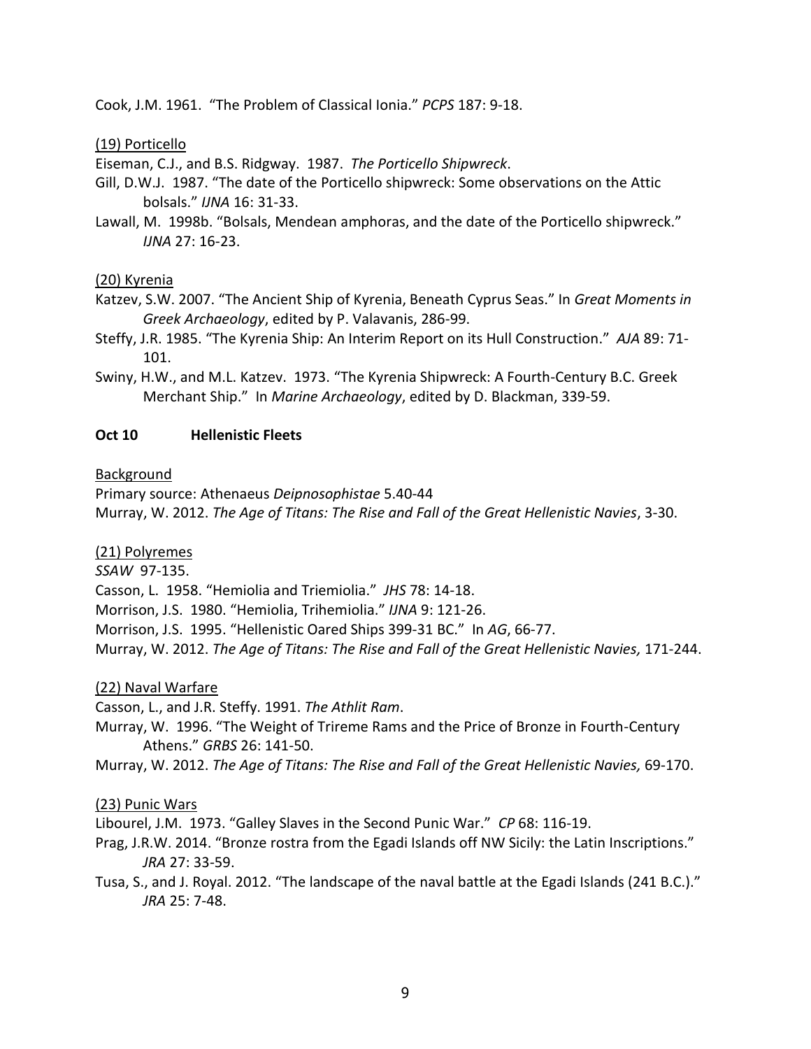Cook, J.M. 1961. "The Problem of Classical Ionia." *PCPS* 187: 9-18.

<u>(19) Porticello</u>

Eiseman, C.J., and B.S. Ridgway. 1987. *The Porticello Shipwreck*.

Gill, D.W.J. 1987. "The date of the Porticello shipwreck: Some observations on the Attic bolsals." *IJNA* 16: 31-33.

Lawall, M. 1998b. "Bolsals, Mendean amphoras, and the date of the Porticello shipwreck." *IJNA* 27: 16-23.

<u>(20) Kyrenia</u>

Katzev, S.W. 2007. "The Ancient Ship of Kyrenia, Beneath Cyprus Seas." In *Great Moments in Greek Archaeology*, edited by P. Valavanis, 286-99.

Steffy, J.R. 1985. "The Kyrenia Ship: An Interim Report on its Hull Construction." *AJA* 89: 71-101.

Swiny, H.W., and M.L. Katzev. 1973. "The Kyrenia Shipwreck: A Fourth-Century B.C. Greek Merchant Ship." In *Marine Archaeology*, edited by D. Blackman, 339-59.

**Oct 10 Hellenistic Fleets**

<u>Background</u>

Primary source: Athenaeus *Deipnosophistae* 5.40-44

Murray, W. 2012. *The Age of Titans: The Rise and Fall of the Great Hellenistic Navies*, 3-30.

<u>(21) Polyremes</u>

*SSAW* 97-135.

Casson, L. 1958. "Hemiolia and Triemiolia." *JHS* 78: 14-18.

Morrison, J.S. 1980. "Hemiolia, Trihemiolia." *IJNA* 9: 121-26.

Morrison, J.S. 1995. "Hellenistic Oared Ships 399-31 BC." In *AG*, 66-77.

Murray, W. 2012. *The Age of Titans: The Rise and Fall of the Great Hellenistic Navies,* 171-244.

<u>(22) Naval Warfare</u>

Casson, L., and J.R. Steffy. 1991. *The Athlit Ram*.

Murray, W. 1996. "The Weight of Trireme Rams and the Price of Bronze in Fourth-Century Athens." *GRBS* 26: 141-50.

Murray, W. 2012. *The Age of Titans: The Rise and Fall of the Great Hellenistic Navies,* 69-170.

<u>(23) Punic Wars</u>

Libourel, J.M. 1973. "Galley Slaves in the Second Punic War." *CP* 68: 116-19.

Prag, J.R.W. 2014. "Bronze rostra from the Egadi Islands off NW Sicily: the Latin Inscriptions." *JRA* 27: 33-59.

Tusa, S., and J. Royal. 2012. "The landscape of the naval battle at the Egadi Islands (241 B.C.)." *JRA* 25: 7-48.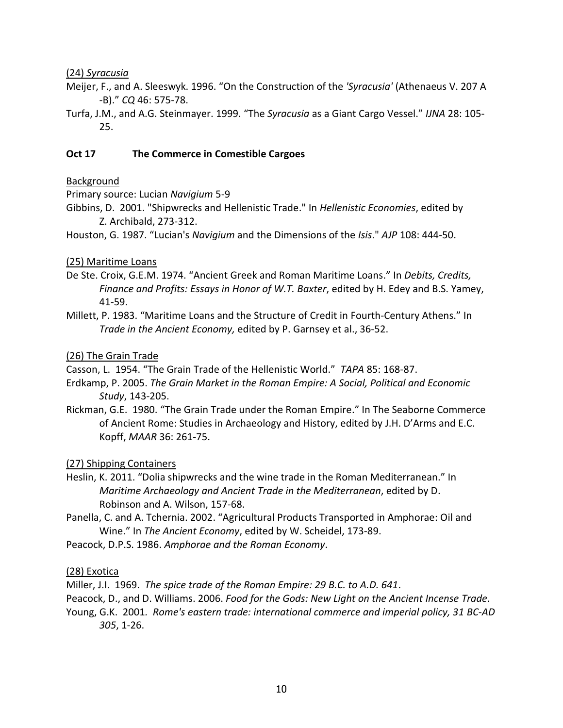<u>(24) *Syracusia*</u>

Meijer, F., and A. Sleeswyk. 1996. "On the Construction of the *'Syracusia'* (Athenaeus V. 207 A -B)." *CQ* 46: 575-78.

Turfa, J.M., and A.G. Steinmayer. 1999. "The *Syracusia* as a Giant Cargo Vessel." *IJNA* 28: 105-25.

**Oct 17 The Commerce in Comestible Cargoes**

<u>Background</u>

Primary source: Lucian *Navigium* 5-9

Gibbins, D. 2001. "Shipwrecks and Hellenistic Trade." In *Hellenistic Economies*, edited by Z. Archibald, 273-312.

Houston, G. 1987. "Lucian's *Navigium* and the Dimensions of the *Isis*." *AJP* 108: 444-50.

<u>(25) Maritime Loans</u>

De Ste. Croix, G.E.M. 1974. "Ancient Greek and Roman Maritime Loans." In *Debits, Credits, Finance and Profits: Essays in Honor of W.T. Baxter*, edited by H. Edey and B.S. Yamey, 41-59.

Millett, P. 1983. "Maritime Loans and the Structure of Credit in Fourth-Century Athens." In *Trade in the Ancient Economy,* edited by P. Garnsey et al., 36-52.

<u>(26) The Grain Trade</u>

Casson, L. 1954. "The Grain Trade of the Hellenistic World." *TAPA* 85: 168-87.

Erdkamp, P. 2005. *The Grain Market in the Roman Empire: A Social, Political and Economic Study*, 143-205.

Rickman, G.E. 1980. "The Grain Trade under the Roman Empire." In The Seaborne Commerce of Ancient Rome: Studies in Archaeology and History, edited by J.H. D'Arms and E.C. Kopff, *MAAR* 36: 261-75.

<u>(27) Shipping Containers</u>

Heslin, K. 2011. "Dolia shipwrecks and the wine trade in the Roman Mediterranean." In *Maritime Archaeology and Ancient Trade in the Mediterranean*, edited by D. Robinson and A. Wilson, 157-68.

Panella, C. and A. Tchernia. 2002. "Agricultural Products Transported in Amphorae: Oil and Wine." In *The Ancient Economy*, edited by W. Scheidel, 173-89.

Peacock, D.P.S. 1986. *Amphorae and the Roman Economy*.

<u>(28) Exotica</u>

Miller, J.I. 1969. *The spice trade of the Roman Empire: 29 B.C. to A.D. 641*.

Peacock, D., and D. Williams. 2006. *Food for the Gods: New Light on the Ancient Incense Trade*.

Young, G.K. 2001. *Rome's eastern trade: international commerce and imperial policy, 31 BC-AD 305*, 1-26.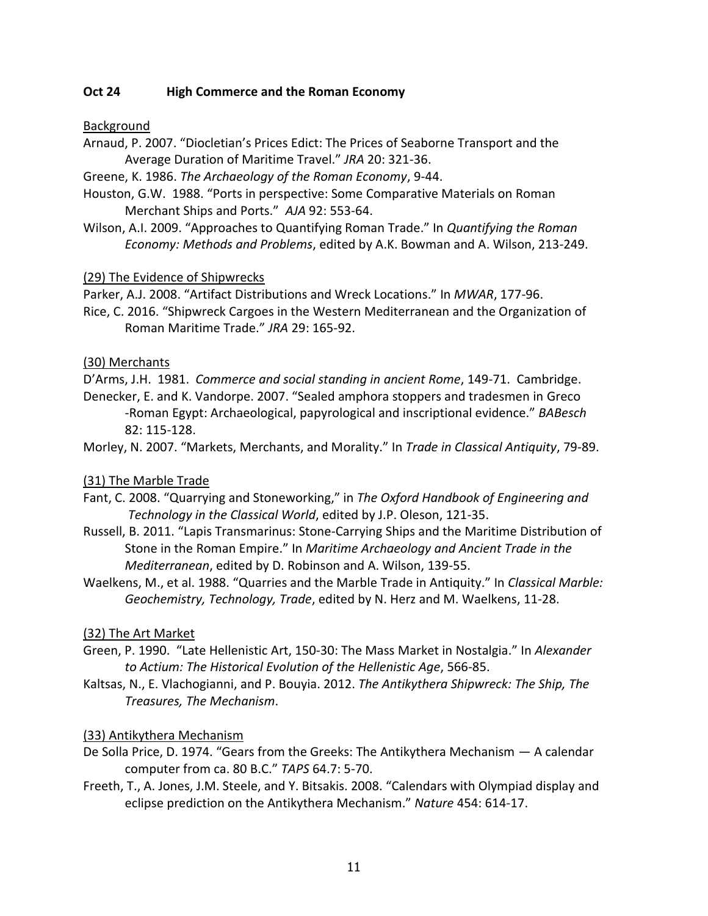**Oct 24 High Commerce and the Roman Economy**

Background

Arnaud, P. 2007. "Diocletian's Prices Edict: The Prices of Seaborne Transport and the Average Duration of Maritime Travel." *JRA* 20: 321-36.

Greene, K. 1986. *The Archaeology of the Roman Economy*, 9-44.

Houston, G.W. 1988. "Ports in perspective: Some Comparative Materials on Roman Merchant Ships and Ports." *AJA* 92: 553-64.

Wilson, A.I. 2009. "Approaches to Quantifying Roman Trade." In *Quantifying the Roman Economy: Methods and Problems*, edited by A.K. Bowman and A. Wilson, 213-249.

(29) The Evidence of Shipwrecks

Parker, A.J. 2008. "Artifact Distributions and Wreck Locations." In *MWAR*, 177-96.

Rice, C. 2016. "Shipwreck Cargoes in the Western Mediterranean and the Organization of Roman Maritime Trade." *JRA* 29: 165-92.

(30) Merchants

D'Arms, J.H. 1981. *Commerce and social standing in ancient Rome*, 149-71. Cambridge.

Denecker, E. and K. Vandorpe. 2007. "Sealed amphora stoppers and tradesmen in Greco-Roman Egypt: Archaeological, papyrological and inscriptional evidence." *BABesch* 82: 115-128.

Morley, N. 2007. "Markets, Merchants, and Morality." In *Trade in Classical Antiquity*, 79-89.

(31) The Marble Trade

Fant, C. 2008. "Quarrying and Stoneworking," in *The Oxford Handbook of Engineering and Technology in the Classical World*, edited by J.P. Oleson, 121-35.

Russell, B. 2011. "Lapis Transmarinus: Stone-Carrying Ships and the Maritime Distribution of Stone in the Roman Empire." In *Maritime Archaeology and Ancient Trade in the Mediterranean*, edited by D. Robinson and A. Wilson, 139-55.

Waelkens, M., et al. 1988. "Quarries and the Marble Trade in Antiquity." In *Classical Marble: Geochemistry, Technology, Trade*, edited by N. Herz and M. Waelkens, 11-28.

(32) The Art Market

Green, P. 1990. "Late Hellenistic Art, 150-30: The Mass Market in Nostalgia." In *Alexander to Actium: The Historical Evolution of the Hellenistic Age*, 566-85.

Kaltsas, N., E. Vlachogianni, and P. Bouyia. 2012. *The Antikythera Shipwreck: The Ship, The Treasures, The Mechanism*.

(33) Antikythera Mechanism

De Solla Price, D. 1974. "Gears from the Greeks: The Antikythera Mechanism — A calendar computer from ca. 80 B.C." *TAPS* 64.7: 5-70.

Freeth, T., A. Jones, J.M. Steele, and Y. Bitsakis. 2008. "Calendars with Olympiad display and eclipse prediction on the Antikythera Mechanism." *Nature* 454: 614-17.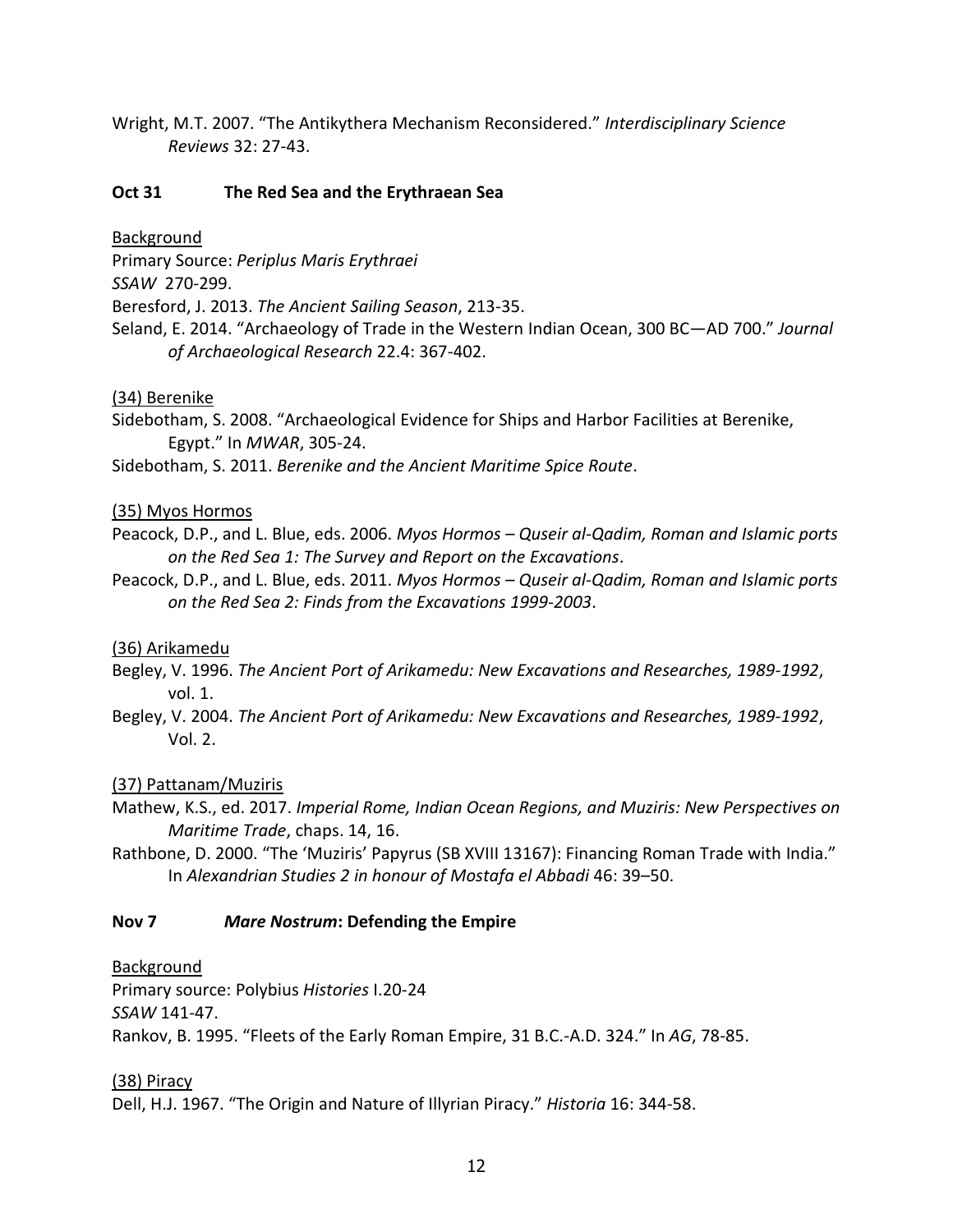Wright, M.T. 2007. "The Antikythera Mechanism Reconsidered." *Interdisciplinary Science Reviews* 32: 27-43.

## Oct 31 The Red Sea and the Erythraean Sea

<u>Background</u>

Primary Source: *Periplus Maris Erythraei*

*SSAW* 270-299.

Beresford, J. 2013. *The Ancient Sailing Season*, 213-35.

Seland, E. 2014. "Archaeology of Trade in the Western Indian Ocean, 300 BC—AD 700." *Journal of Archaeological Research* 22.4: 367-402.

<u>(34) Berenike</u>

Sidebotham, S. 2008. "Archaeological Evidence for Ships and Harbor Facilities at Berenike, Egypt." In *MWAR*, 305-24.

Sidebotham, S. 2011. *Berenike and the Ancient Maritime Spice Route*.

<u>(35) Myos Hormos</u>

Peacock, D.P., and L. Blue, eds. 2006. *Myos Hormos – Quseir al-Qadim, Roman and Islamic ports on the Red Sea 1: The Survey and Report on the Excavations*.

Peacock, D.P., and L. Blue, eds. 2011. *Myos Hormos – Quseir al-Qadim, Roman and Islamic ports on the Red Sea 2: Finds from the Excavations 1999-2003*.

<u>(36) Arikamedu</u>

Begley, V. 1996. *The Ancient Port of Arikamedu: New Excavations and Researches, 1989-1992*, vol. 1.

Begley, V. 2004. *The Ancient Port of Arikamedu: New Excavations and Researches, 1989-1992*, Vol. 2.

<u>(37) Pattanam/Muziris</u>

Mathew, K.S., ed. 2017. *Imperial Rome, Indian Ocean Regions, and Muziris: New Perspectives on Maritime Trade*, chaps. 14, 16.

Rathbone, D. 2000. "The 'Muziris' Papyrus (SB XVIII 13167): Financing Roman Trade with India." In *Alexandrian Studies 2 in honour of Mostafa el Abbadi* 46: 39–50.

## Nov 7 *Mare Nostrum*: Defending the Empire

<u>Background</u>

Primary source: Polybius *Histories* I.20-24

*SSAW* 141-47.

Rankov, B. 1995. "Fleets of the Early Roman Empire, 31 B.C.-A.D. 324." In *AG*, 78-85.

<u>(38) Piracy</u>

Dell, H.J. 1967. "The Origin and Nature of Illyrian Piracy." *Historia* 16: 344-58.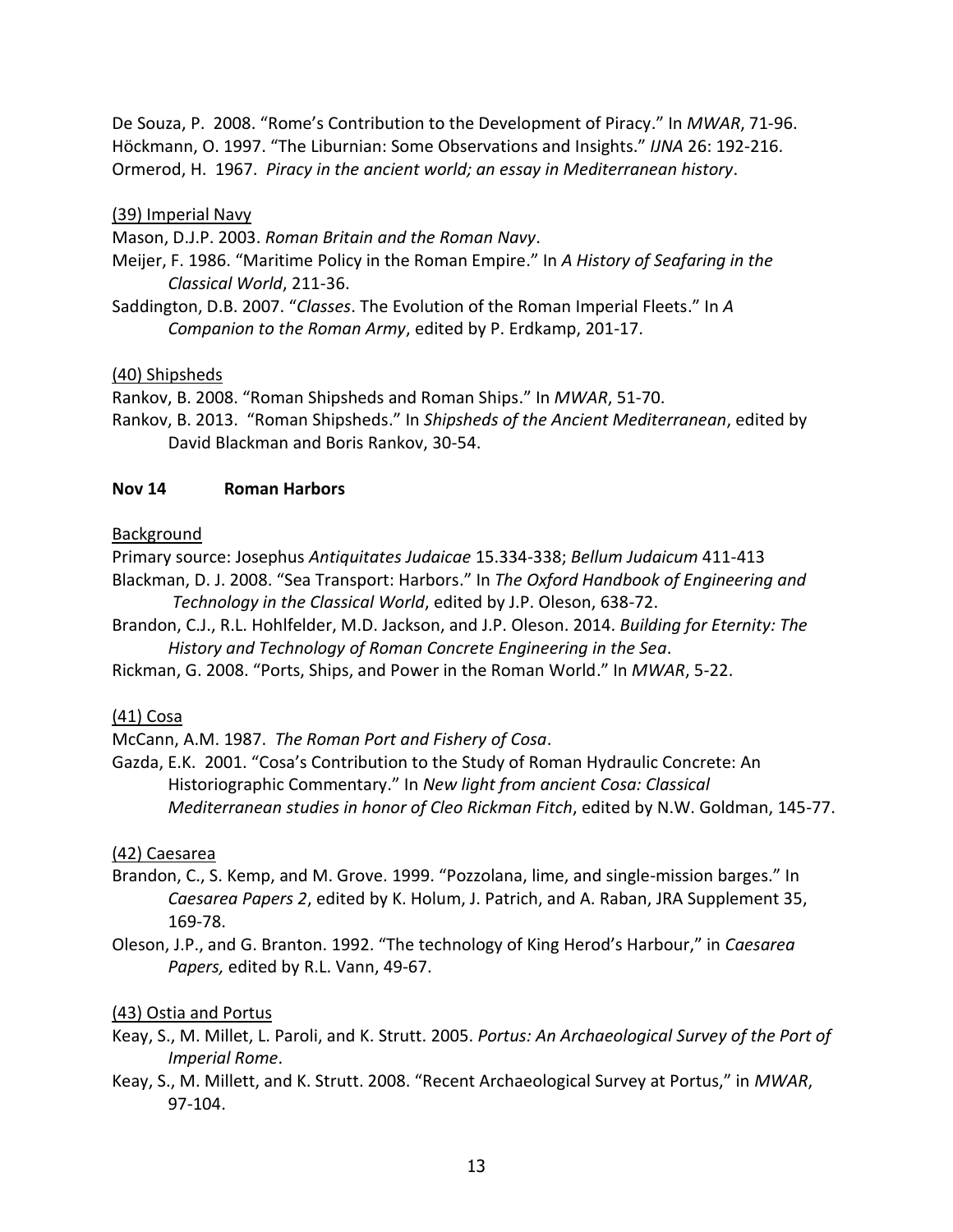De Souza, P. 2008. "Rome's Contribution to the Development of Piracy." In *MWAR*, 71-96.
Höckmann, O. 1997. "The Liburnian: Some Observations and Insights." *IJNA* 26: 192-216.
Ormerod, H. 1967. *Piracy in the ancient world; an essay in Mediterranean history*.

(39) Imperial Navy

Mason, D.J.P. 2003. *Roman Britain and the Roman Navy*.
Meijer, F. 1986. "Maritime Policy in the Roman Empire." In *A History of Seafaring in the Classical World*, 211-36.
Saddington, D.B. 2007. "*Classes*. The Evolution of the Roman Imperial Fleets." In *A Companion to the Roman Army*, edited by P. Erdkamp, 201-17.

(40) Shipsheds

Rankov, B. 2008. "Roman Shipsheds and Roman Ships." In *MWAR*, 51-70.
Rankov, B. 2013. "Roman Shipsheds." In *Shipsheds of the Ancient Mediterranean*, edited by David Blackman and Boris Rankov, 30-54.

**Nov 14 Roman Harbors**

Background

Primary source: Josephus *Antiquitates Judaicae* 15.334-338; *Bellum Judaicum* 411-413
Blackman, D. J. 2008. "Sea Transport: Harbors." In *The Oxford Handbook of Engineering and Technology in the Classical World*, edited by J.P. Oleson, 638-72.
Brandon, C.J., R.L. Hohlfelder, M.D. Jackson, and J.P. Oleson. 2014. *Building for Eternity: The History and Technology of Roman Concrete Engineering in the Sea*.
Rickman, G. 2008. "Ports, Ships, and Power in the Roman World." In *MWAR*, 5-22.

(41) Cosa

McCann, A.M. 1987. *The Roman Port and Fishery of Cosa*.
Gazda, E.K. 2001. "Cosa's Contribution to the Study of Roman Hydraulic Concrete: An Historiographic Commentary." In *New light from ancient Cosa: Classical Mediterranean studies in honor of Cleo Rickman Fitch*, edited by N.W. Goldman, 145-77.

(42) Caesarea

Brandon, C., S. Kemp, and M. Grove. 1999. "Pozzolana, lime, and single-mission barges." In *Caesarea Papers 2*, edited by K. Holum, J. Patrich, and A. Raban, JRA Supplement 35, 169-78.
Oleson, J.P., and G. Branton. 1992. "The technology of King Herod's Harbour," in *Caesarea Papers,* edited by R.L. Vann, 49-67.

(43) Ostia and Portus

Keay, S., M. Millet, L. Paroli, and K. Strutt. 2005. *Portus: An Archaeological Survey of the Port of Imperial Rome*.
Keay, S., M. Millett, and K. Strutt. 2008. "Recent Archaeological Survey at Portus," in *MWAR*, 97-104.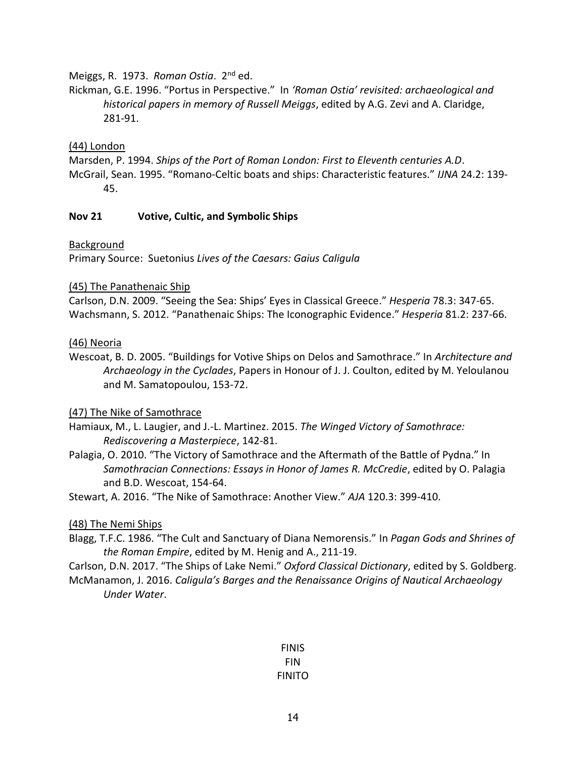Meiggs, R. 1973. *Roman Ostia*. 2nd ed.

Rickman, G.E. 1996. "Portus in Perspective." In *'Roman Ostia' revisited: archaeological and historical papers in memory of Russell Meiggs*, edited by A.G. Zevi and A. Claridge, 281-91.

(44) London

Marsden, P. 1994. *Ships of the Port of Roman London: First to Eleventh centuries A.D*.

McGrail, Sean. 1995. "Romano-Celtic boats and ships: Characteristic features." *IJNA* 24.2: 139-45.

**Nov 21 Votive, Cultic, and Symbolic Ships**

Background

Primary Source: Suetonius *Lives of the Caesars: Gaius Caligula*

(45) The Panathenaic Ship

Carlson, D.N. 2009. "Seeing the Sea: Ships' Eyes in Classical Greece." *Hesperia* 78.3: 347-65.

Wachsmann, S. 2012. "Panathenaic Ships: The Iconographic Evidence." *Hesperia* 81.2: 237-66.

(46) Neoria

Wescoat, B. D. 2005. "Buildings for Votive Ships on Delos and Samothrace." In *Architecture and Archaeology in the Cyclades*, Papers in Honour of J. J. Coulton, edited by M. Yeloulanou and M. Samatopoulou, 153-72.

(47) The Nike of Samothrace

Hamiaux, M., L. Laugier, and J.-L. Martinez. 2015. *The Winged Victory of Samothrace: Rediscovering a Masterpiece*, 142-81.

Palagia, O. 2010. "The Victory of Samothrace and the Aftermath of the Battle of Pydna." In *Samothracian Connections: Essays in Honor of James R. McCredie*, edited by O. Palagia and B.D. Wescoat, 154-64.

Stewart, A. 2016. "The Nike of Samothrace: Another View." *AJA* 120.3: 399-410.

(48) The Nemi Ships

Blagg, T.F.C. 1986. "The Cult and Sanctuary of Diana Nemorensis." In *Pagan Gods and Shrines of the Roman Empire*, edited by M. Henig and A., 211-19.

Carlson, D.N. 2017. "The Ships of Lake Nemi." *Oxford Classical Dictionary*, edited by S. Goldberg.

McManamon, J. 2016. *Caligula's Barges and the Renaissance Origins of Nautical Archaeology Under Water*.

FINIS

FIN

FINITO